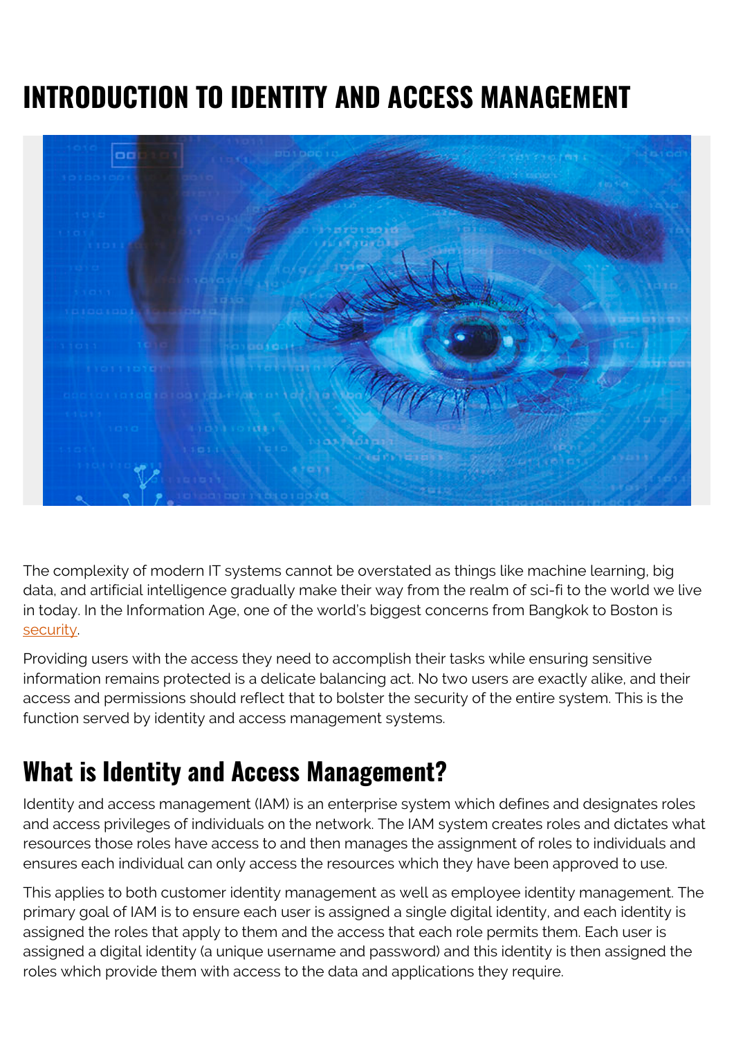# INTRODUCTION TO IDENTITY AND ACCESS MANAGEMENT

The complexity of modern IT systems cannot be overstated as things like machine learning, big data, and artificial intelligence gradually make their way from the realm of sci-fi to the world we live in today. In the Information Age, one of the world's biggest concerns from Bangkok to Boston is security.

Providing users with the access they need to accomplish their tasks while ensuring sensitive information remains protected is a delicate balancing act. No two users are exactly alike, and their access and permissions should reflect that to bolster the security of the entire system. This is the function served by identity and access management systems.

## What is Identity and Access Management?

Identity and access management (IAM) is an enterprise system which defines and designates roles and access privileges of individuals on the network. The IAM system creates roles and dictates what resources those roles have access to and then manages the assignment of roles to individuals and ensures each individual can only access the resources which they have been approved to use.

This applies to both customer identity management as well as employee identity management. The primary goal of IAM is to ensure each user is assigned a single digital identity, and each identity is assigned the roles that apply to them and the access that each role permits them. Each user is assigned a digital identity (a unique username and password) and this identity is then assigned the roles which provide them with access to the data and applications they require.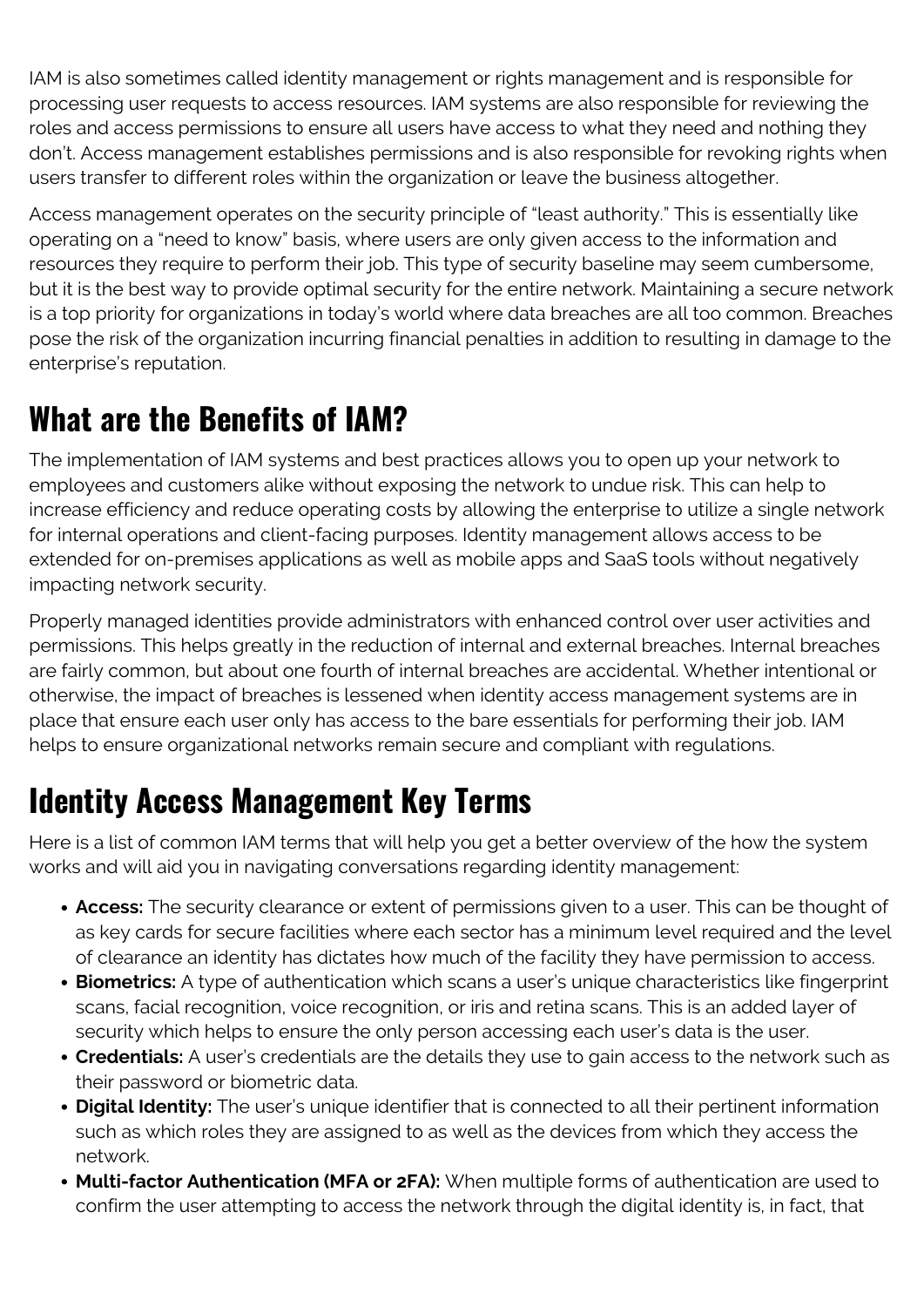IAM is also sometimes called identity management or rights management and is responsible for processing user requests to access resources. IAM systems are also responsible for reviewing the roles and access permissions to ensure all users have access to what they need and nothing they don't. Access management establishes permissions and is also responsible for revoking rights when users transfer to different roles within the organization or leave the business altogether.

Access management operates on the security principle of "least authority." This is essentially like operating on a "need to know" basis, where users are only given access to the information and resources they require to perform their job. This type of security baseline may seem cumbersome, but it is the best way to provide optimal security for the entire network. Maintaining a secure network is a top priority for organizations in today's world where data breaches are all too common. Breaches pose the risk of the organization incurring financial penalties in addition to resulting in damage to the enterprise's reputation.

## What are the Benefits of IAM?

The implementation of IAM systems and best practices allows you to open up your network to employees and customers alike without exposing the network to undue risk. This can help to increase efficiency and reduce operating costs by allowing the enterprise to utilize a single network for internal operations and client-facing purposes. Identity management allows access to be extended for on-premises applications as well as mobile apps and SaaS tools without negatively impacting network security.

Properly managed identities provide administrators with enhanced control over user activities and permissions. This helps greatly in the reduction of internal and external breaches. Internal breaches are fairly common, but about one fourth of internal breaches are accidental. Whether intentional or otherwise, the impact of breaches is lessened when identity access management systems are in place that ensure each user only has access to the bare essentials for performing their job. IAM helps to ensure organizational networks remain secure and compliant with regulations.

## Identity Access Management Key Terms

Here is a list of common IAM terms that will help you get a better overview of the how the system works and will aid you in navigating conversations regarding identity management:

- **Access:** The security clearance or extent of permissions given to a user. This can be thought of as key cards for secure facilities where each sector has a minimum level required and the level of clearance an identity has dictates how much of the facility they have permission to access.
- **Biometrics:** A type of authentication which scans a user's unique characteristics like fingerprint scans, facial recognition, voice recognition, or iris and retina scans. This is an added layer of security which helps to ensure the only person accessing each user's data is the user.
- **Credentials:** A user's credentials are the details they use to gain access to the network such as their password or biometric data.
- **Digital Identity:** The user's unique identifier that is connected to all their pertinent information such as which roles they are assigned to as well as the devices from which they access the network.
- **Multi-factor Authentication (MFA or 2FA):** When multiple forms of authentication are used to confirm the user attempting to access the network through the digital identity is, in fact, that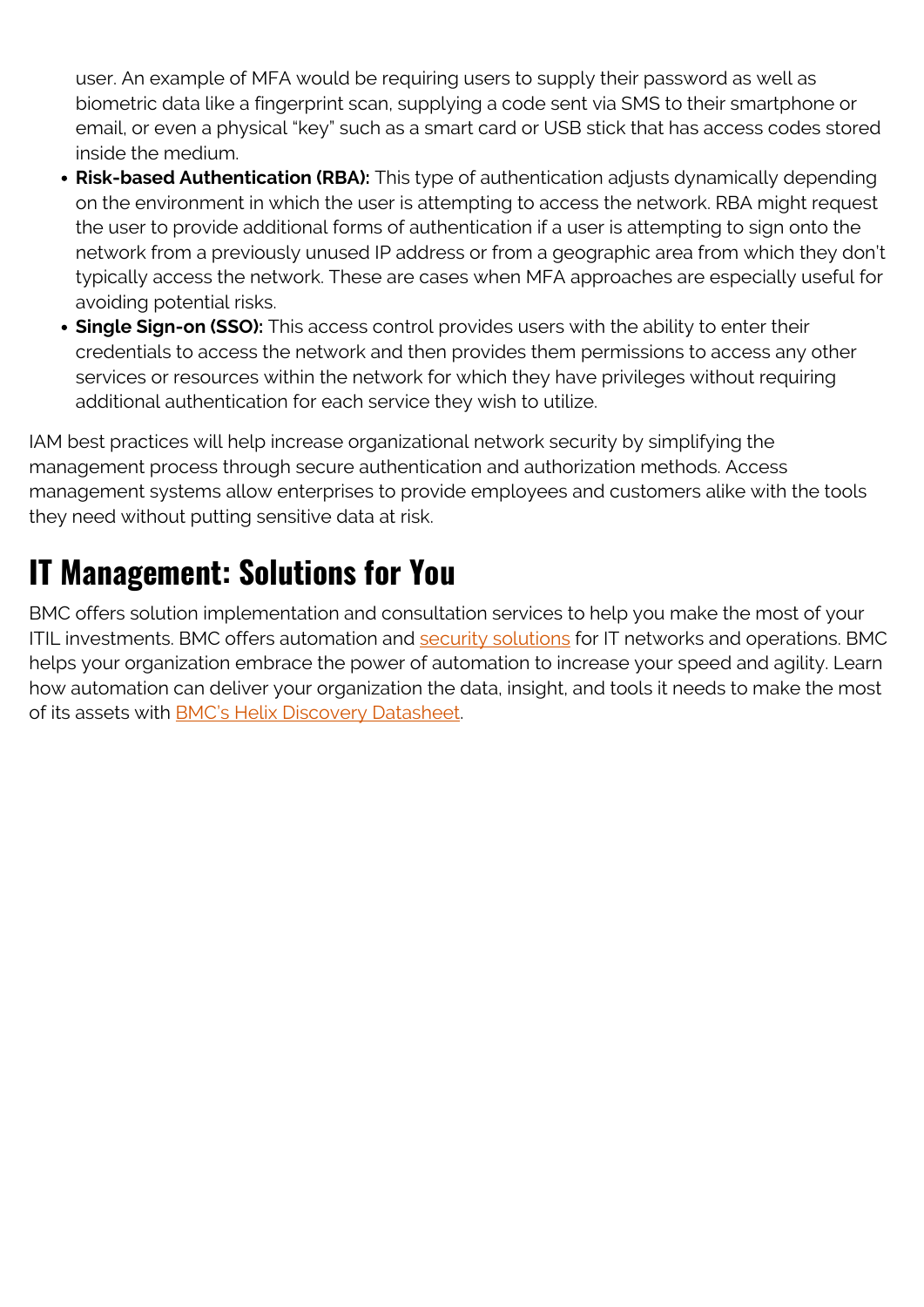user. An example of MFA would be requiring users to supply their password as well as biometric data like a fingerprint scan, supplying a code sent via SMS to their smartphone or email, or even a physical "key" such as a smart card or USB stick that has access codes stored inside the medium.

- **Risk-based Authentication (RBA):** This type of authentication adjusts dynamically depending on the environment in which the user is attempting to access the network. RBA might request the user to provide additional forms of authentication if a user is attempting to sign onto the network from a previously unused IP address or from a geographic area from which they don't typically access the network. These are cases when MFA approaches are especially useful for avoiding potential risks.
- **Single Sign-on (SSO):** This access control provides users with the ability to enter their credentials to access the network and then provides them permissions to access any other services or resources within the network for which they have privileges without requiring additional authentication for each service they wish to utilize.

IAM best practices will help increase organizational network security by simplifying the management process through secure authentication and authorization methods. Access management systems allow enterprises to provide employees and customers alike with the tools they need without putting sensitive data at risk.

## IT Management: Solutions for You

BMC offers solution implementation and consultation services to help you make the most of your ITIL investments. BMC offers automation and security solutions for IT networks and operations. BMC helps your organization embrace the power of automation to increase your speed and agility. Learn how automation can deliver your organization the data, insight, and tools it needs to make the most of its assets with BMC's Helix Discovery Datasheet.